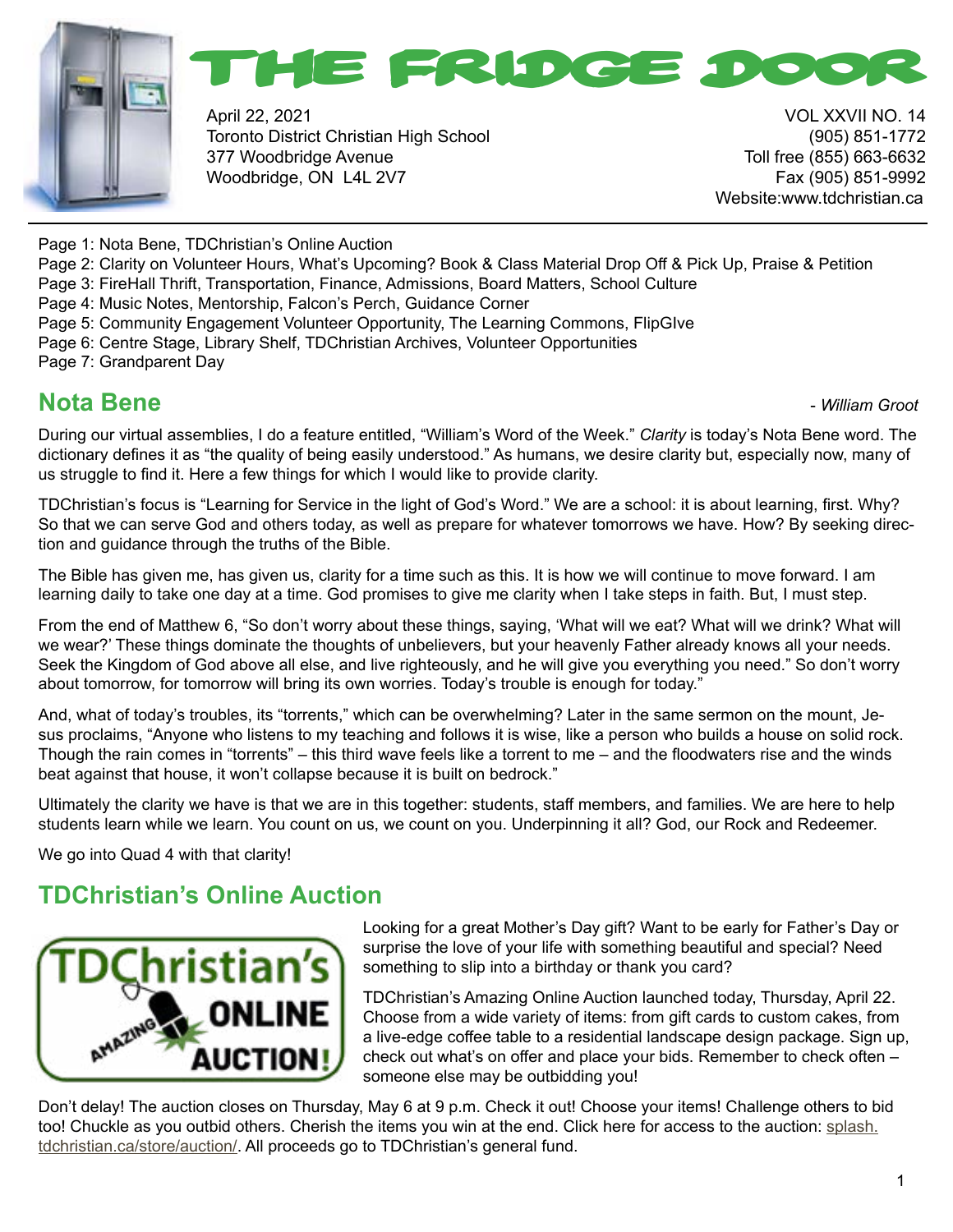# THE FRIDGE DOOR

April 22, 2021
Toronto District Christian High School
377 Woodbridge Avenue
Woodbridge, ON L4L 2V7

VOL XXVII NO. 14
(905) 851-1772
Toll free (855) 663-6632
Fax (905) 851-9992
Website:www.tdchristian.ca

Page 1: Nota Bene, TDChristian's Online Auction
Page 2: Clarity on Volunteer Hours, What's Upcoming? Book & Class Material Drop Off & Pick Up, Praise & Petition
Page 3: FireHall Thrift, Transportation, Finance, Admissions, Board Matters, School Culture
Page 4: Music Notes, Mentorship, Falcon's Perch, Guidance Corner
Page 5: Community Engagement Volunteer Opportunity, The Learning Commons, FlipGIve
Page 6: Centre Stage, Library Shelf, TDChristian Archives, Volunteer Opportunities
Page 7: Grandparent Day

## Nota Bene

*- William Groot*

During our virtual assemblies, I do a feature entitled, "William's Word of the Week." *Clarity* is today's Nota Bene word. The dictionary defines it as "the quality of being easily understood." As humans, we desire clarity but, especially now, many of us struggle to find it. Here a few things for which I would like to provide clarity.

TDChristian's focus is "Learning for Service in the light of God's Word." We are a school: it is about learning, first. Why? So that we can serve God and others today, as well as prepare for whatever tomorrows we have. How? By seeking direction and guidance through the truths of the Bible.

The Bible has given me, has given us, clarity for a time such as this. It is how we will continue to move forward. I am learning daily to take one day at a time. God promises to give me clarity when I take steps in faith. But, I must step.

From the end of Matthew 6, "So don't worry about these things, saying, 'What will we eat? What will we drink? What will we wear?' These things dominate the thoughts of unbelievers, but your heavenly Father already knows all your needs. Seek the Kingdom of God above all else, and live righteously, and he will give you everything you need." So don't worry about tomorrow, for tomorrow will bring its own worries. Today's trouble is enough for today."

And, what of today's troubles, its "torrents," which can be overwhelming? Later in the same sermon on the mount, Jesus proclaims, "Anyone who listens to my teaching and follows it is wise, like a person who builds a house on solid rock. Though the rain comes in "torrents" – this third wave feels like a torrent to me – and the floodwaters rise and the winds beat against that house, it won't collapse because it is built on bedrock."

Ultimately the clarity we have is that we are in this together: students, staff members, and families. We are here to help students learn while we learn. You count on us, we count on you. Underpinning it all? God, our Rock and Redeemer.

We go into Quad 4 with that clarity!

## TDChristian's Online Auction

Looking for a great Mother's Day gift? Want to be early for Father's Day or surprise the love of your life with something beautiful and special? Need something to slip into a birthday or thank you card?

TDChristian's Amazing Online Auction launched today, Thursday, April 22. Choose from a wide variety of items: from gift cards to custom cakes, from a live-edge coffee table to a residential landscape design package. Sign up, check out what's on offer and place your bids. Remember to check often – someone else may be outbidding you!

Don't delay! The auction closes on Thursday, May 6 at 9 p.m. Check it out! Choose your items! Challenge others to bid too! Chuckle as you outbid others. Cherish the items you win at the end. Click here for access to the auction: splash.tdchristian.ca/store/auction/. All proceeds go to TDChristian's general fund.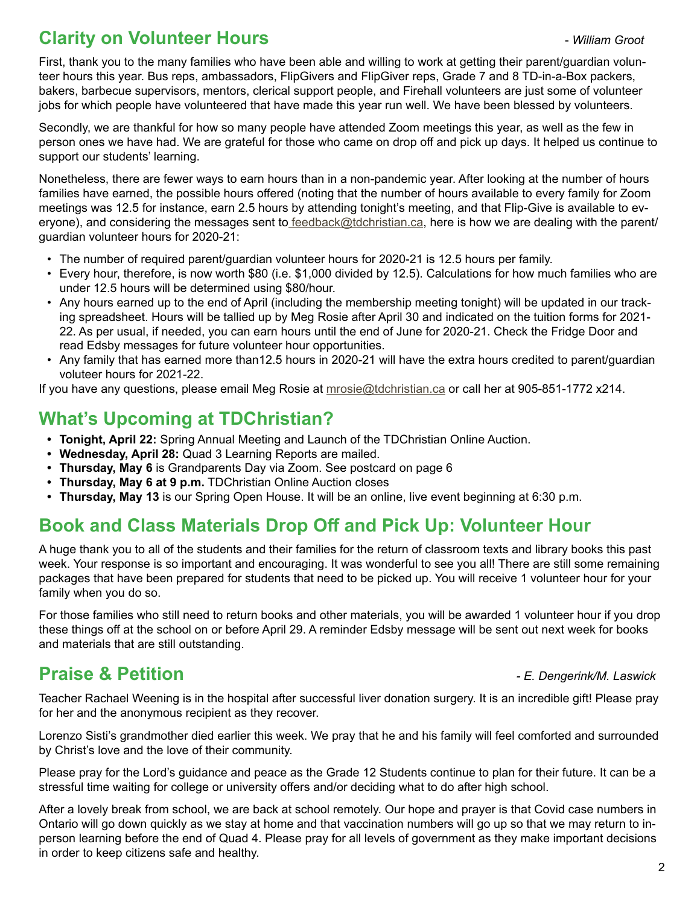## Clarity on Volunteer Hours

*- William Groot*

First, thank you to the many families who have been able and willing to work at getting their parent/guardian volunteer hours this year. Bus reps, ambassadors, FlipGivers and FlipGiver reps, Grade 7 and 8 TD-in-a-Box packers, bakers, barbecue supervisors, mentors, clerical support people, and Firehall volunteers are just some of volunteer jobs for which people have volunteered that have made this year run well. We have been blessed by volunteers.

Secondly, we are thankful for how so many people have attended Zoom meetings this year, as well as the few in person ones we have had. We are grateful for those who came on drop off and pick up days. It helped us continue to support our students' learning.

Nonetheless, there are fewer ways to earn hours than in a non-pandemic year. After looking at the number of hours families have earned, the possible hours offered (noting that the number of hours available to every family for Zoom meetings was 12.5 for instance, earn 2.5 hours by attending tonight's meeting, and that Flip-Give is available to everyone), and considering the messages sent to feedback@tdchristian.ca, here is how we are dealing with the parent/guardian volunteer hours for 2020-21:

- The number of required parent/guardian volunteer hours for 2020-21 is 12.5 hours per family.
- Every hour, therefore, is now worth $80 (i.e. $1,000 divided by 12.5). Calculations for how much families who are under 12.5 hours will be determined using $80/hour.
- Any hours earned up to the end of April (including the membership meeting tonight) will be updated in our tracking spreadsheet. Hours will be tallied up by Meg Rosie after April 30 and indicated on the tuition forms for 2021-22. As per usual, if needed, you can earn hours until the end of June for 2020-21. Check the Fridge Door and read Edsby messages for future volunteer hour opportunities.
- Any family that has earned more than12.5 hours in 2020-21 will have the extra hours credited to parent/guardian voluteer hours for 2021-22.

If you have any questions, please email Meg Rosie at mrosie@tdchristian.ca or call her at 905-851-1772 x214.

## What's Upcoming at TDChristian?

- **Tonight, April 22:** Spring Annual Meeting and Launch of the TDChristian Online Auction.
- **Wednesday, April 28:** Quad 3 Learning Reports are mailed.
- **Thursday, May 6** is Grandparents Day via Zoom. See postcard on page 6
- **Thursday, May 6 at 9 p.m.** TDChristian Online Auction closes
- **Thursday, May 13** is our Spring Open House. It will be an online, live event beginning at 6:30 p.m.

## Book and Class Materials Drop Off and Pick Up: Volunteer Hour

A huge thank you to all of the students and their families for the return of classroom texts and library books this past week. Your response is so important and encouraging. It was wonderful to see you all! There are still some remaining packages that have been prepared for students that need to be picked up. You will receive 1 volunteer hour for your family when you do so.

For those families who still need to return books and other materials, you will be awarded 1 volunteer hour if you drop these things off at the school on or before April 29. A reminder Edsby message will be sent out next week for books and materials that are still outstanding.

## Praise & Petition

*- E. Dengerink/M. Laswick*

Teacher Rachael Weening is in the hospital after successful liver donation surgery. It is an incredible gift! Please pray for her and the anonymous recipient as they recover.

Lorenzo Sisti's grandmother died earlier this week. We pray that he and his family will feel comforted and surrounded by Christ's love and the love of their community.

Please pray for the Lord's guidance and peace as the Grade 12 Students continue to plan for their future. It can be a stressful time waiting for college or university offers and/or deciding what to do after high school.

After a lovely break from school, we are back at school remotely. Our hope and prayer is that Covid case numbers in Ontario will go down quickly as we stay at home and that vaccination numbers will go up so that we may return to in-person learning before the end of Quad 4. Please pray for all levels of government as they make important decisions in order to keep citizens safe and healthy.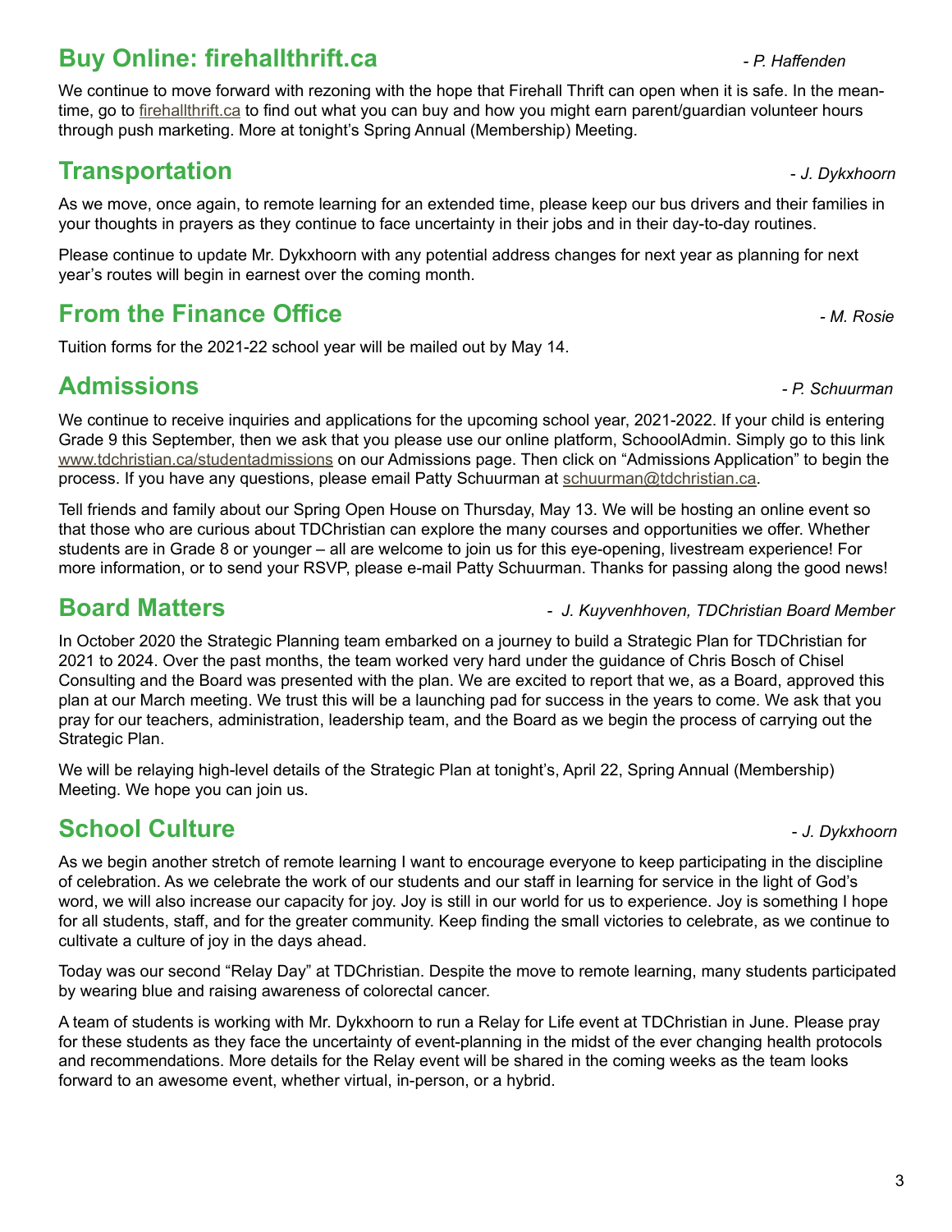## Buy Online: firehallthrift.ca

*- P. Haffenden*

We continue to move forward with rezoning with the hope that Firehall Thrift can open when it is safe. In the meantime, go to firehallthrift.ca to find out what you can buy and how you might earn parent/guardian volunteer hours through push marketing. More at tonight's Spring Annual (Membership) Meeting.

## Transportation

*- J. Dykxhoorn*

As we move, once again, to remote learning for an extended time, please keep our bus drivers and their families in your thoughts in prayers as they continue to face uncertainty in their jobs and in their day-to-day routines.

Please continue to update Mr. Dykxhoorn with any potential address changes for next year as planning for next year's routes will begin in earnest over the coming month.

## From the Finance Office

*- M. Rosie*

Tuition forms for the 2021-22 school year will be mailed out by May 14.

## Admissions

*- P. Schuurman*

We continue to receive inquiries and applications for the upcoming school year, 2021-2022. If your child is entering Grade 9 this September, then we ask that you please use our online platform, SchooolAdmin. Simply go to this link www.tdchristian.ca/studentadmissions on our Admissions page. Then click on "Admissions Application" to begin the process. If you have any questions, please email Patty Schuurman at schuurman@tdchristian.ca.

Tell friends and family about our Spring Open House on Thursday, May 13. We will be hosting an online event so that those who are curious about TDChristian can explore the many courses and opportunities we offer. Whether students are in Grade 8 or younger – all are welcome to join us for this eye-opening, livestream experience! For more information, or to send your RSVP, please e-mail Patty Schuurman. Thanks for passing along the good news!

## Board Matters

*- J. Kuyvenhhoven, TDChristian Board Member*

In October 2020 the Strategic Planning team embarked on a journey to build a Strategic Plan for TDChristian for 2021 to 2024. Over the past months, the team worked very hard under the guidance of Chris Bosch of Chisel Consulting and the Board was presented with the plan. We are excited to report that we, as a Board, approved this plan at our March meeting. We trust this will be a launching pad for success in the years to come. We ask that you pray for our teachers, administration, leadership team, and the Board as we begin the process of carrying out the Strategic Plan.

We will be relaying high-level details of the Strategic Plan at tonight's, April 22, Spring Annual (Membership) Meeting. We hope you can join us.

## School Culture

*- J. Dykxhoorn*

As we begin another stretch of remote learning I want to encourage everyone to keep participating in the discipline of celebration. As we celebrate the work of our students and our staff in learning for service in the light of God's word, we will also increase our capacity for joy. Joy is still in our world for us to experience. Joy is something I hope for all students, staff, and for the greater community. Keep finding the small victories to celebrate, as we continue to cultivate a culture of joy in the days ahead.

Today was our second "Relay Day" at TDChristian. Despite the move to remote learning, many students participated by wearing blue and raising awareness of colorectal cancer.

A team of students is working with Mr. Dykxhoorn to run a Relay for Life event at TDChristian in June. Please pray for these students as they face the uncertainty of event-planning in the midst of the ever changing health protocols and recommendations. More details for the Relay event will be shared in the coming weeks as the team looks forward to an awesome event, whether virtual, in-person, or a hybrid.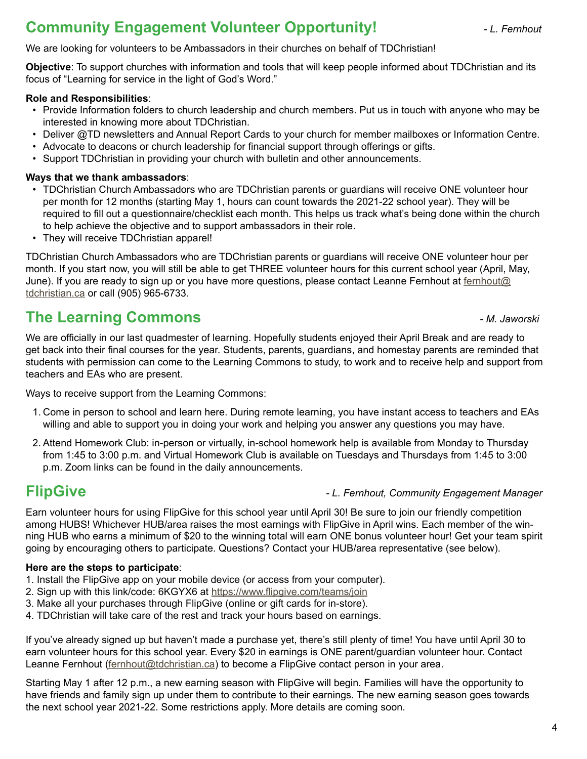## Community Engagement Volunteer Opportunity!

*- L. Fernhout*

We are looking for volunteers to be Ambassadors in their churches on behalf of TDChristian!

**Objective**: To support churches with information and tools that will keep people informed about TDChristian and its focus of "Learning for service in the light of God's Word."

**Role and Responsibilities**:

- Provide Information folders to church leadership and church members. Put us in touch with anyone who may be interested in knowing more about TDChristian.
- Deliver @TD newsletters and Annual Report Cards to your church for member mailboxes or Information Centre.
- Advocate to deacons or church leadership for financial support through offerings or gifts.
- Support TDChristian in providing your church with bulletin and other announcements.

**Ways that we thank ambassadors**:

- TDChristian Church Ambassadors who are TDChristian parents or guardians will receive ONE volunteer hour per month for 12 months (starting May 1, hours can count towards the 2021-22 school year). They will be required to fill out a questionnaire/checklist each month. This helps us track what's being done within the church to help achieve the objective and to support ambassadors in their role.
- They will receive TDChristian apparel!

TDChristian Church Ambassadors who are TDChristian parents or guardians will receive ONE volunteer hour per month. If you start now, you will still be able to get THREE volunteer hours for this current school year (April, May, June). If you are ready to sign up or you have more questions, please contact Leanne Fernhout at fernhout@tdchristian.ca or call (905) 965-6733.

## The Learning Commons

*- M. Jaworski*

We are officially in our last quadmester of learning. Hopefully students enjoyed their April Break and are ready to get back into their final courses for the year. Students, parents, guardians, and homestay parents are reminded that students with permission can come to the Learning Commons to study, to work and to receive help and support from teachers and EAs who are present.

Ways to receive support from the Learning Commons:

1. Come in person to school and learn here. During remote learning, you have instant access to teachers and EAs willing and able to support you in doing your work and helping you answer any questions you may have.
2. Attend Homework Club: in-person or virtually, in-school homework help is available from Monday to Thursday from 1:45 to 3:00 p.m. and Virtual Homework Club is available on Tuesdays and Thursdays from 1:45 to 3:00 p.m. Zoom links can be found in the daily announcements.

## FlipGive

*- L. Fernhout, Community Engagement Manager*

Earn volunteer hours for using FlipGive for this school year until April 30! Be sure to join our friendly competition among HUBS! Whichever HUB/area raises the most earnings with FlipGive in April wins. Each member of the winning HUB who earns a minimum of $20 to the winning total will earn ONE bonus volunteer hour! Get your team spirit going by encouraging others to participate. Questions? Contact your HUB/area representative (see below).

**Here are the steps to participate**:

1. Install the FlipGive app on your mobile device (or access from your computer).
2. Sign up with this link/code: 6KGYX6 at https://www.flipgive.com/teams/join
3. Make all your purchases through FlipGive (online or gift cards for in-store).
4. TDChristian will take care of the rest and track your hours based on earnings.

If you've already signed up but haven't made a purchase yet, there's still plenty of time! You have until April 30 to earn volunteer hours for this school year. Every $20 in earnings is ONE parent/guardian volunteer hour. Contact Leanne Fernhout (fernhout@tdchristian.ca) to become a FlipGive contact person in your area.

Starting May 1 after 12 p.m., a new earning season with FlipGive will begin. Families will have the opportunity to have friends and family sign up under them to contribute to their earnings. The new earning season goes towards the next school year 2021-22. Some restrictions apply. More details are coming soon.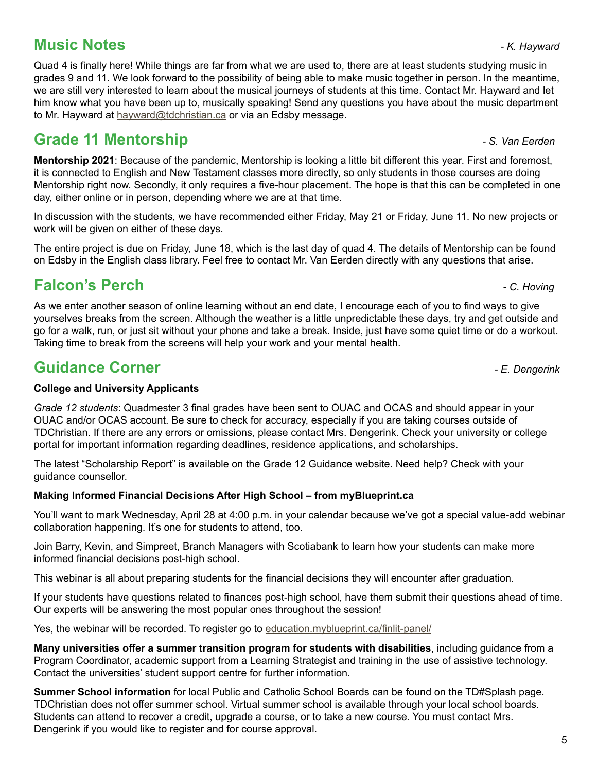## Music Notes

*- K. Hayward*

Quad 4 is finally here! While things are far from what we are used to, there are at least students studying music in grades 9 and 11. We look forward to the possibility of being able to make music together in person. In the meantime, we are still very interested to learn about the musical journeys of students at this time. Contact Mr. Hayward and let him know what you have been up to, musically speaking! Send any questions you have about the music department to Mr. Hayward at hayward@tdchristian.ca or via an Edsby message.

## Grade 11 Mentorship

*- S. Van Eerden*

**Mentorship 2021**: Because of the pandemic, Mentorship is looking a little bit different this year. First and foremost, it is connected to English and New Testament classes more directly, so only students in those courses are doing Mentorship right now. Secondly, it only requires a five-hour placement. The hope is that this can be completed in one day, either online or in person, depending where we are at that time.

In discussion with the students, we have recommended either Friday, May 21 or Friday, June 11. No new projects or work will be given on either of these days.

The entire project is due on Friday, June 18, which is the last day of quad 4. The details of Mentorship can be found on Edsby in the English class library. Feel free to contact Mr. Van Eerden directly with any questions that arise.

## Falcon's Perch

*- C. Hoving*

As we enter another season of online learning without an end date, I encourage each of you to find ways to give yourselves breaks from the screen. Although the weather is a little unpredictable these days, try and get outside and go for a walk, run, or just sit without your phone and take a break. Inside, just have some quiet time or do a workout. Taking time to break from the screens will help your work and your mental health.

## Guidance Corner

*- E. Dengerink*

**College and University Applicants**

*Grade 12 students*: Quadmester 3 final grades have been sent to OUAC and OCAS and should appear in your OUAC and/or OCAS account. Be sure to check for accuracy, especially if you are taking courses outside of TDChristian. If there are any errors or omissions, please contact Mrs. Dengerink. Check your university or college portal for important information regarding deadlines, residence applications, and scholarships.

The latest "Scholarship Report" is available on the Grade 12 Guidance website. Need help? Check with your guidance counsellor.

**Making Informed Financial Decisions After High School – from myBlueprint.ca**

You'll want to mark Wednesday, April 28 at 4:00 p.m. in your calendar because we've got a special value-add webinar collaboration happening. It's one for students to attend, too.

Join Barry, Kevin, and Simpreet, Branch Managers with Scotiabank to learn how your students can make more informed financial decisions post-high school.

This webinar is all about preparing students for the financial decisions they will encounter after graduation.

If your students have questions related to finances post-high school, have them submit their questions ahead of time. Our experts will be answering the most popular ones throughout the session!

Yes, the webinar will be recorded. To register go to education.myblueprint.ca/finlit-panel/

**Many universities offer a summer transition program for students with disabilities**, including guidance from a Program Coordinator, academic support from a Learning Strategist and training in the use of assistive technology. Contact the universities' student support centre for further information.

**Summer School information** for local Public and Catholic School Boards can be found on the TD#Splash page. TDChristian does not offer summer school. Virtual summer school is available through your local school boards. Students can attend to recover a credit, upgrade a course, or to take a new course. You must contact Mrs. Dengerink if you would like to register and for course approval.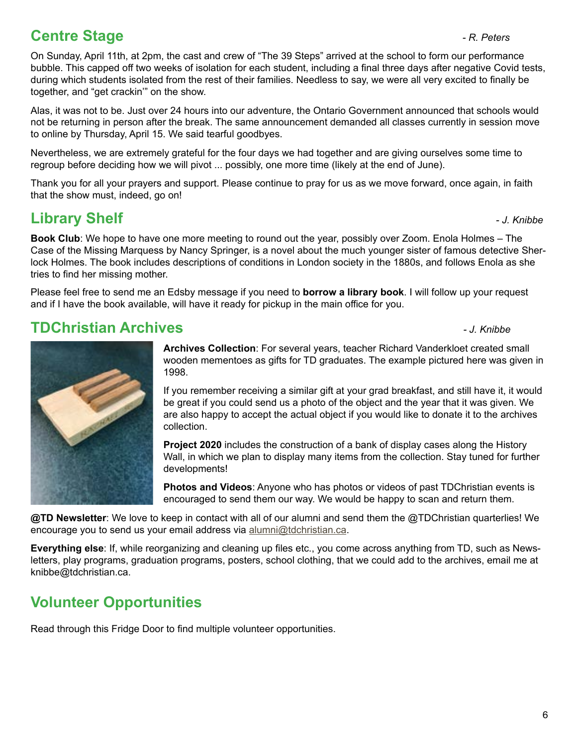## Centre Stage

*- R. Peters*

On Sunday, April 11th, at 2pm, the cast and crew of "The 39 Steps" arrived at the school to form our performance bubble. This capped off two weeks of isolation for each student, including a final three days after negative Covid tests, during which students isolated from the rest of their families. Needless to say, we were all very excited to finally be together, and "get crackin'" on the show.

Alas, it was not to be. Just over 24 hours into our adventure, the Ontario Government announced that schools would not be returning in person after the break. The same announcement demanded all classes currently in session move to online by Thursday, April 15. We said tearful goodbyes.

Nevertheless, we are extremely grateful for the four days we had together and are giving ourselves some time to regroup before deciding how we will pivot ... possibly, one more time (likely at the end of June).

Thank you for all your prayers and support. Please continue to pray for us as we move forward, once again, in faith that the show must, indeed, go on!

## Library Shelf

*- J. Knibbe*

**Book Club**: We hope to have one more meeting to round out the year, possibly over Zoom. Enola Holmes – The Case of the Missing Marquess by Nancy Springer, is a novel about the much younger sister of famous detective Sherlock Holmes. The book includes descriptions of conditions in London society in the 1880s, and follows Enola as she tries to find her missing mother.

Please feel free to send me an Edsby message if you need to **borrow a library book**. I will follow up your request and if I have the book available, will have it ready for pickup in the main office for you.

## TDChristian Archives

*- J. Knibbe*

**Archives Collection**: For several years, teacher Richard Vanderkloet created small wooden mementoes as gifts for TD graduates. The example pictured here was given in 1998.

If you remember receiving a similar gift at your grad breakfast, and still have it, it would be great if you could send us a photo of the object and the year that it was given. We are also happy to accept the actual object if you would like to donate it to the archives collection.

**Project 2020** includes the construction of a bank of display cases along the History Wall, in which we plan to display many items from the collection. Stay tuned for further developments!

**Photos and Videos**: Anyone who has photos or videos of past TDChristian events is encouraged to send them our way. We would be happy to scan and return them.

**@TD Newsletter**: We love to keep in contact with all of our alumni and send them the @TDChristian quarterlies! We encourage you to send us your email address via alumni@tdchristian.ca.

**Everything else**: If, while reorganizing and cleaning up files etc., you come across anything from TD, such as Newsletters, play programs, graduation programs, posters, school clothing, that we could add to the archives, email me at knibbe@tdchristian.ca.

## Volunteer Opportunities

Read through this Fridge Door to find multiple volunteer opportunities.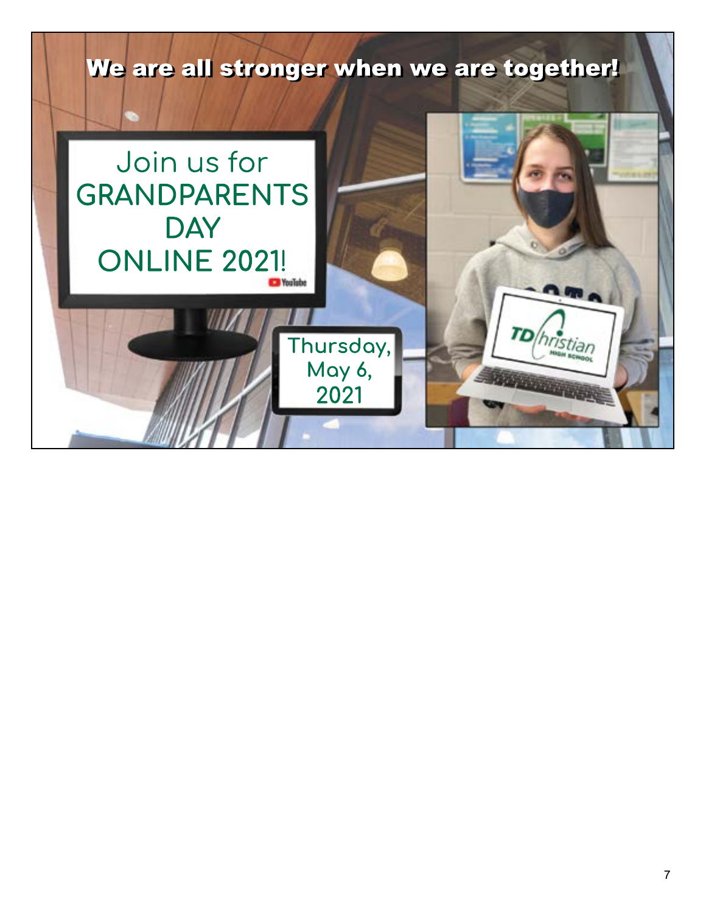# We are all stronger when we are together!

Join us for
GRANDPARENTS DAY
ONLINE 2021!

YouTube

Thursday, May 6, 2021

TD Christian High School